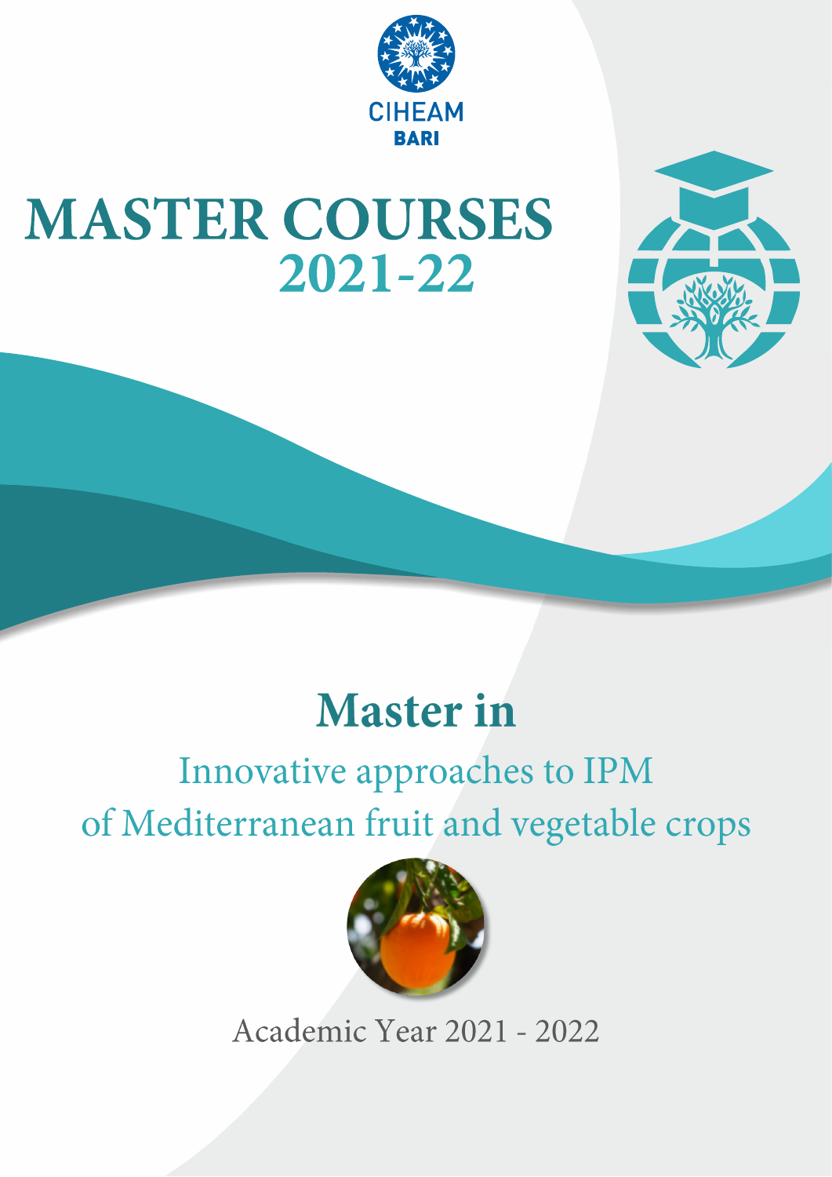CIHEAM
BARI

# MASTER COURSES 2021-22

## Master in

Innovative approaches to IPM of Mediterranean fruit and vegetable crops

Academic Year 2021 - 2022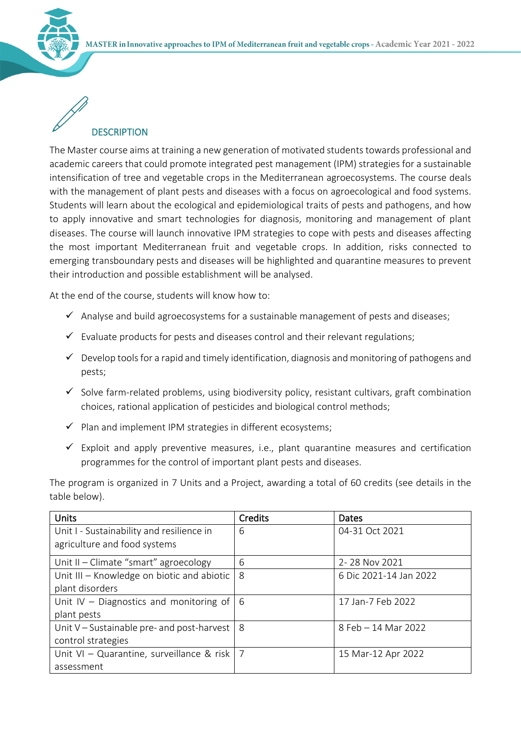## DESCRIPTION

The Master course aims at training a new generation of motivated students towards professional and academic careers that could promote integrated pest management (IPM) strategies for a sustainable intensification of tree and vegetable crops in the Mediterranean agroecosystems. The course deals with the management of plant pests and diseases with a focus on agroecological and food systems. Students will learn about the ecological and epidemiological traits of pests and pathogens, and how to apply innovative and smart technologies for diagnosis, monitoring and management of plant diseases. The course will launch innovative IPM strategies to cope with pests and diseases affecting the most important Mediterranean fruit and vegetable crops. In addition, risks connected to emerging transboundary pests and diseases will be highlighted and quarantine measures to prevent their introduction and possible establishment will be analysed.

At the end of the course, students will know how to:

- ✓ Analyse and build agroecosystems for a sustainable management of pests and diseases;
- ✓ Evaluate products for pests and diseases control and their relevant regulations;
- ✓ Develop tools for a rapid and timely identification, diagnosis and monitoring of pathogens and pests;
- ✓ Solve farm-related problems, using biodiversity policy, resistant cultivars, graft combination choices, rational application of pesticides and biological control methods;
- ✓ Plan and implement IPM strategies in different ecosystems;
- ✓ Exploit and apply preventive measures, i.e., plant quarantine measures and certification programmes for the control of important plant pests and diseases.

The program is organized in 7 Units and a Project, awarding a total of 60 credits (see details in the table below).

| Units | Credits | Dates |
|---|---|---|
| Unit I - Sustainability and resilience in agriculture and food systems | 6 | 04-31 Oct 2021 |
| Unit II – Climate “smart” agroecology | 6 | 2- 28 Nov 2021 |
| Unit III – Knowledge on biotic and abiotic plant disorders | 8 | 6 Dic 2021-14 Jan 2022 |
| Unit IV – Diagnostics and monitoring of plant pests | 6 | 17 Jan-7 Feb 2022 |
| Unit V – Sustainable pre- and post-harvest control strategies | 8 | 8 Feb – 14 Mar 2022 |
| Unit VI – Quarantine, surveillance & risk assessment | 7 | 15 Mar-12 Apr 2022 |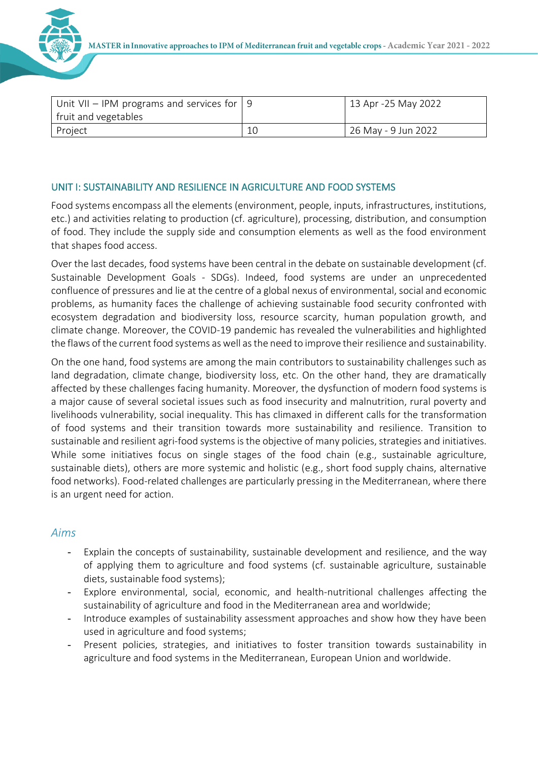| Unit VII – IPM programs and services for fruit and vegetables | 9 | 13 Apr -25 May 2022 |
| --- | --- | --- |
| Project | 10 | 26 May - 9 Jun 2022 |

## UNIT I: SUSTAINABILITY AND RESILIENCE IN AGRICULTURE AND FOOD SYSTEMS

Food systems encompass all the elements (environment, people, inputs, infrastructures, institutions, etc.) and activities relating to production (cf. agriculture), processing, distribution, and consumption of food. They include the supply side and consumption elements as well as the food environment that shapes food access.

Over the last decades, food systems have been central in the debate on sustainable development (cf. Sustainable Development Goals - SDGs). Indeed, food systems are under an unprecedented confluence of pressures and lie at the centre of a global nexus of environmental, social and economic problems, as humanity faces the challenge of achieving sustainable food security confronted with ecosystem degradation and biodiversity loss, resource scarcity, human population growth, and climate change. Moreover, the COVID-19 pandemic has revealed the vulnerabilities and highlighted the flaws of the current food systems as well as the need to improve their resilience and sustainability.

On the one hand, food systems are among the main contributors to sustainability challenges such as land degradation, climate change, biodiversity loss, etc. On the other hand, they are dramatically affected by these challenges facing humanity. Moreover, the dysfunction of modern food systems is a major cause of several societal issues such as food insecurity and malnutrition, rural poverty and livelihoods vulnerability, social inequality. This has climaxed in different calls for the transformation of food systems and their transition towards more sustainability and resilience. Transition to sustainable and resilient agri-food systems is the objective of many policies, strategies and initiatives. While some initiatives focus on single stages of the food chain (e.g., sustainable agriculture, sustainable diets), others are more systemic and holistic (e.g., short food supply chains, alternative food networks). Food-related challenges are particularly pressing in the Mediterranean, where there is an urgent need for action.

### *Aims*

- Explain the concepts of sustainability, sustainable development and resilience, and the way of applying them to agriculture and food systems (cf. sustainable agriculture, sustainable diets, sustainable food systems);
- Explore environmental, social, economic, and health-nutritional challenges affecting the sustainability of agriculture and food in the Mediterranean area and worldwide;
- Introduce examples of sustainability assessment approaches and show how they have been used in agriculture and food systems;
- Present policies, strategies, and initiatives to foster transition towards sustainability in agriculture and food systems in the Mediterranean, European Union and worldwide.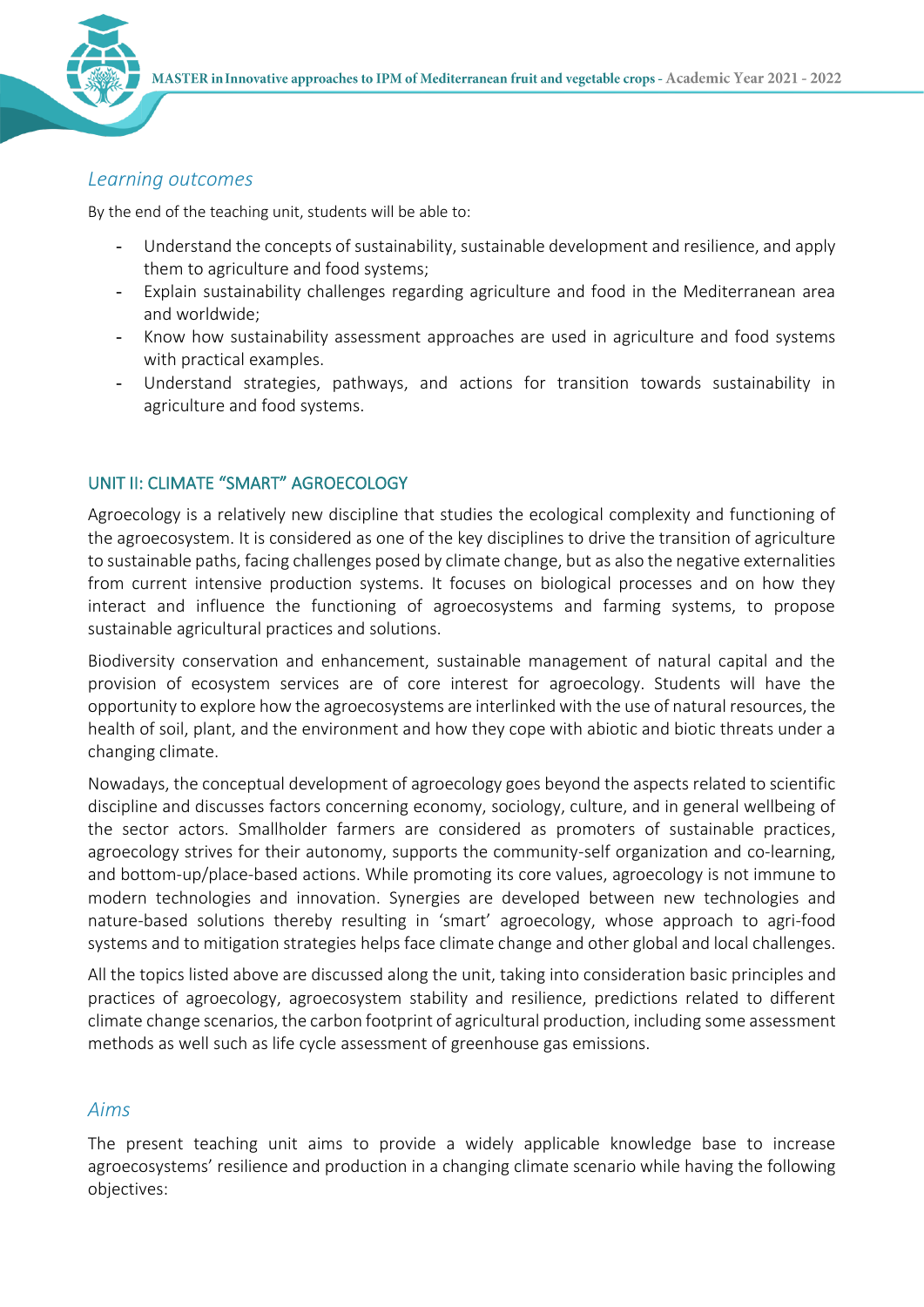### *Learning outcomes*

By the end of the teaching unit, students will be able to:

- Understand the concepts of sustainability, sustainable development and resilience, and apply them to agriculture and food systems;
- Explain sustainability challenges regarding agriculture and food in the Mediterranean area and worldwide;
- Know how sustainability assessment approaches are used in agriculture and food systems with practical examples.
- Understand strategies, pathways, and actions for transition towards sustainability in agriculture and food systems.

## UNIT II: CLIMATE "SMART" AGROECOLOGY

Agroecology is a relatively new discipline that studies the ecological complexity and functioning of the agroecosystem. It is considered as one of the key disciplines to drive the transition of agriculture to sustainable paths, facing challenges posed by climate change, but as also the negative externalities from current intensive production systems. It focuses on biological processes and on how they interact and influence the functioning of agroecosystems and farming systems, to propose sustainable agricultural practices and solutions.

Biodiversity conservation and enhancement, sustainable management of natural capital and the provision of ecosystem services are of core interest for agroecology. Students will have the opportunity to explore how the agroecosystems are interlinked with the use of natural resources, the health of soil, plant, and the environment and how they cope with abiotic and biotic threats under a changing climate.

Nowadays, the conceptual development of agroecology goes beyond the aspects related to scientific discipline and discusses factors concerning economy, sociology, culture, and in general wellbeing of the sector actors. Smallholder farmers are considered as promoters of sustainable practices, agroecology strives for their autonomy, supports the community-self organization and co-learning, and bottom-up/place-based actions. While promoting its core values, agroecology is not immune to modern technologies and innovation. Synergies are developed between new technologies and nature-based solutions thereby resulting in 'smart' agroecology, whose approach to agri-food systems and to mitigation strategies helps face climate change and other global and local challenges.

All the topics listed above are discussed along the unit, taking into consideration basic principles and practices of agroecology, agroecosystem stability and resilience, predictions related to different climate change scenarios, the carbon footprint of agricultural production, including some assessment methods as well such as life cycle assessment of greenhouse gas emissions.

### *Aims*

The present teaching unit aims to provide a widely applicable knowledge base to increase agroecosystems' resilience and production in a changing climate scenario while having the following objectives: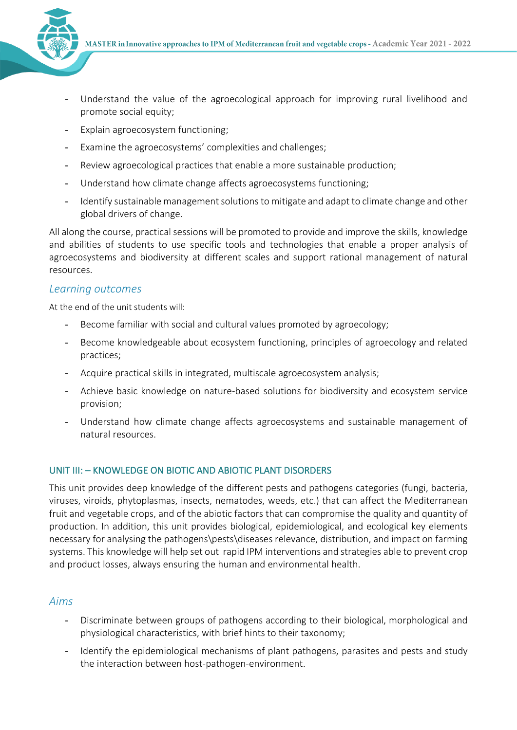- Understand the value of the agroecological approach for improving rural livelihood and promote social equity;
- Explain agroecosystem functioning;
- Examine the agroecosystems' complexities and challenges;
- Review agroecological practices that enable a more sustainable production;
- Understand how climate change affects agroecosystems functioning;
- Identify sustainable management solutions to mitigate and adapt to climate change and other global drivers of change.

All along the course, practical sessions will be promoted to provide and improve the skills, knowledge and abilities of students to use specific tools and technologies that enable a proper analysis of agroecosystems and biodiversity at different scales and support rational management of natural resources.

### *Learning outcomes*

At the end of the unit students will:

- Become familiar with social and cultural values promoted by agroecology;
- Become knowledgeable about ecosystem functioning, principles of agroecology and related practices;
- Acquire practical skills in integrated, multiscale agroecosystem analysis;
- Achieve basic knowledge on nature-based solutions for biodiversity and ecosystem service provision;
- Understand how climate change affects agroecosystems and sustainable management of natural resources.

## UNIT III: – KNOWLEDGE ON BIOTIC AND ABIOTIC PLANT DISORDERS

This unit provides deep knowledge of the different pests and pathogens categories (fungi, bacteria, viruses, viroids, phytoplasmas, insects, nematodes, weeds, etc.) that can affect the Mediterranean fruit and vegetable crops, and of the abiotic factors that can compromise the quality and quantity of production. In addition, this unit provides biological, epidemiological, and ecological key elements necessary for analysing the pathogens\pests\diseases relevance, distribution, and impact on farming systems. This knowledge will help set out rapid IPM interventions and strategies able to prevent crop and product losses, always ensuring the human and environmental health.

### *Aims*

- Discriminate between groups of pathogens according to their biological, morphological and physiological characteristics, with brief hints to their taxonomy;
- Identify the epidemiological mechanisms of plant pathogens, parasites and pests and study the interaction between host-pathogen-environment.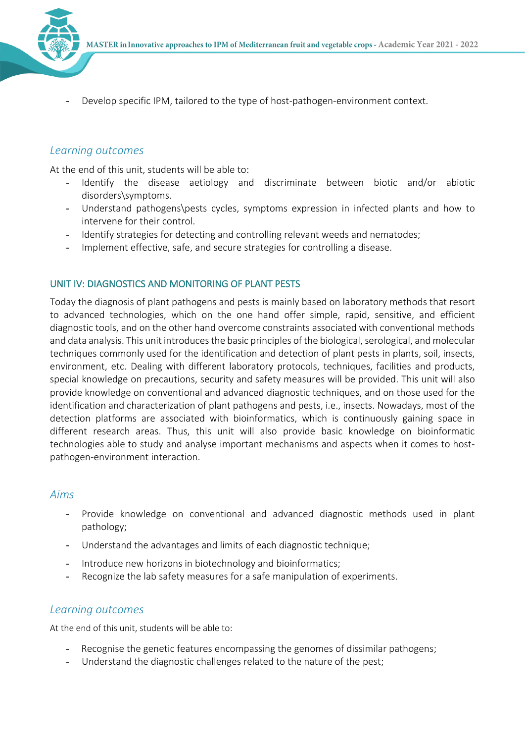- Develop specific IPM, tailored to the type of host-pathogen-environment context.

### *Learning outcomes*

At the end of this unit, students will be able to:

- Identify the disease aetiology and discriminate between biotic and/or abiotic disorders\symptoms.
- Understand pathogens\pests cycles, symptoms expression in infected plants and how to intervene for their control.
- Identify strategies for detecting and controlling relevant weeds and nematodes;
- Implement effective, safe, and secure strategies for controlling a disease.

## UNIT IV: DIAGNOSTICS AND MONITORING OF PLANT PESTS

Today the diagnosis of plant pathogens and pests is mainly based on laboratory methods that resort to advanced technologies, which on the one hand offer simple, rapid, sensitive, and efficient diagnostic tools, and on the other hand overcome constraints associated with conventional methods and data analysis. This unit introduces the basic principles of the biological, serological, and molecular techniques commonly used for the identification and detection of plant pests in plants, soil, insects, environment, etc. Dealing with different laboratory protocols, techniques, facilities and products, special knowledge on precautions, security and safety measures will be provided. This unit will also provide knowledge on conventional and advanced diagnostic techniques, and on those used for the identification and characterization of plant pathogens and pests, i.e., insects. Nowadays, most of the detection platforms are associated with bioinformatics, which is continuously gaining space in different research areas. Thus, this unit will also provide basic knowledge on bioinformatic technologies able to study and analyse important mechanisms and aspects when it comes to host-pathogen-environment interaction.

### *Aims*

- Provide knowledge on conventional and advanced diagnostic methods used in plant pathology;
- Understand the advantages and limits of each diagnostic technique;
- Introduce new horizons in biotechnology and bioinformatics;
- Recognize the lab safety measures for a safe manipulation of experiments.

### *Learning outcomes*

At the end of this unit, students will be able to:

- Recognise the genetic features encompassing the genomes of dissimilar pathogens;
- Understand the diagnostic challenges related to the nature of the pest;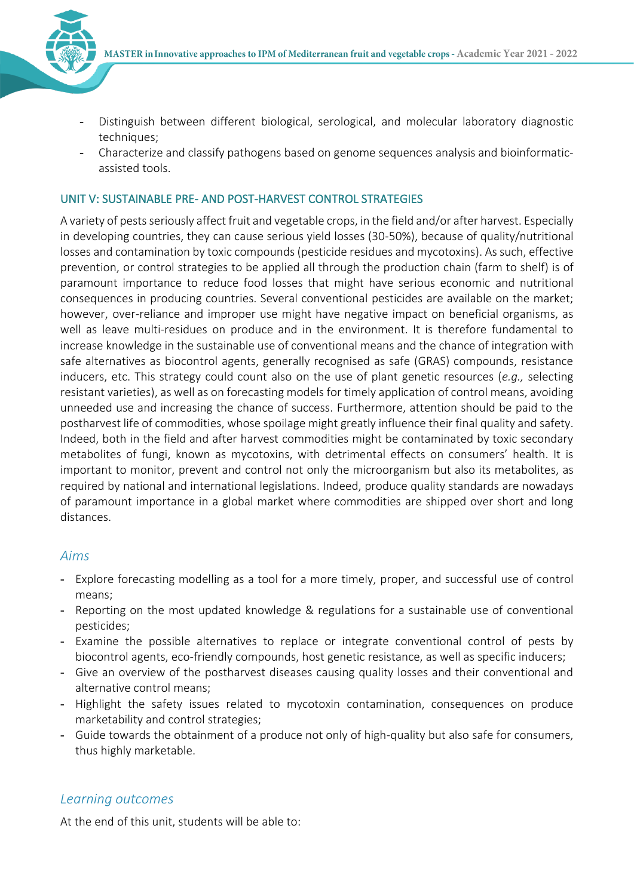- Distinguish between different biological, serological, and molecular laboratory diagnostic techniques;
- Characterize and classify pathogens based on genome sequences analysis and bioinformatic-assisted tools.

## UNIT V: SUSTAINABLE PRE- AND POST-HARVEST CONTROL STRATEGIES

A variety of pests seriously affect fruit and vegetable crops, in the field and/or after harvest. Especially in developing countries, they can cause serious yield losses (30-50%), because of quality/nutritional losses and contamination by toxic compounds (pesticide residues and mycotoxins). As such, effective prevention, or control strategies to be applied all through the production chain (farm to shelf) is of paramount importance to reduce food losses that might have serious economic and nutritional consequences in producing countries. Several conventional pesticides are available on the market; however, over-reliance and improper use might have negative impact on beneficial organisms, as well as leave multi-residues on produce and in the environment. It is therefore fundamental to increase knowledge in the sustainable use of conventional means and the chance of integration with safe alternatives as biocontrol agents, generally recognised as safe (GRAS) compounds, resistance inducers, etc. This strategy could count also on the use of plant genetic resources (*e.g.,* selecting resistant varieties), as well as on forecasting models for timely application of control means, avoiding unneeded use and increasing the chance of success. Furthermore, attention should be paid to the postharvest life of commodities, whose spoilage might greatly influence their final quality and safety. Indeed, both in the field and after harvest commodities might be contaminated by toxic secondary metabolites of fungi, known as mycotoxins, with detrimental effects on consumers' health. It is important to monitor, prevent and control not only the microorganism but also its metabolites, as required by national and international legislations. Indeed, produce quality standards are nowadays of paramount importance in a global market where commodities are shipped over short and long distances.

### *Aims*

- Explore forecasting modelling as a tool for a more timely, proper, and successful use of control means;
- Reporting on the most updated knowledge & regulations for a sustainable use of conventional pesticides;
- Examine the possible alternatives to replace or integrate conventional control of pests by biocontrol agents, eco-friendly compounds, host genetic resistance, as well as specific inducers;
- Give an overview of the postharvest diseases causing quality losses and their conventional and alternative control means;
- Highlight the safety issues related to mycotoxin contamination, consequences on produce marketability and control strategies;
- Guide towards the obtainment of a produce not only of high-quality but also safe for consumers, thus highly marketable.

### *Learning outcomes*

At the end of this unit, students will be able to: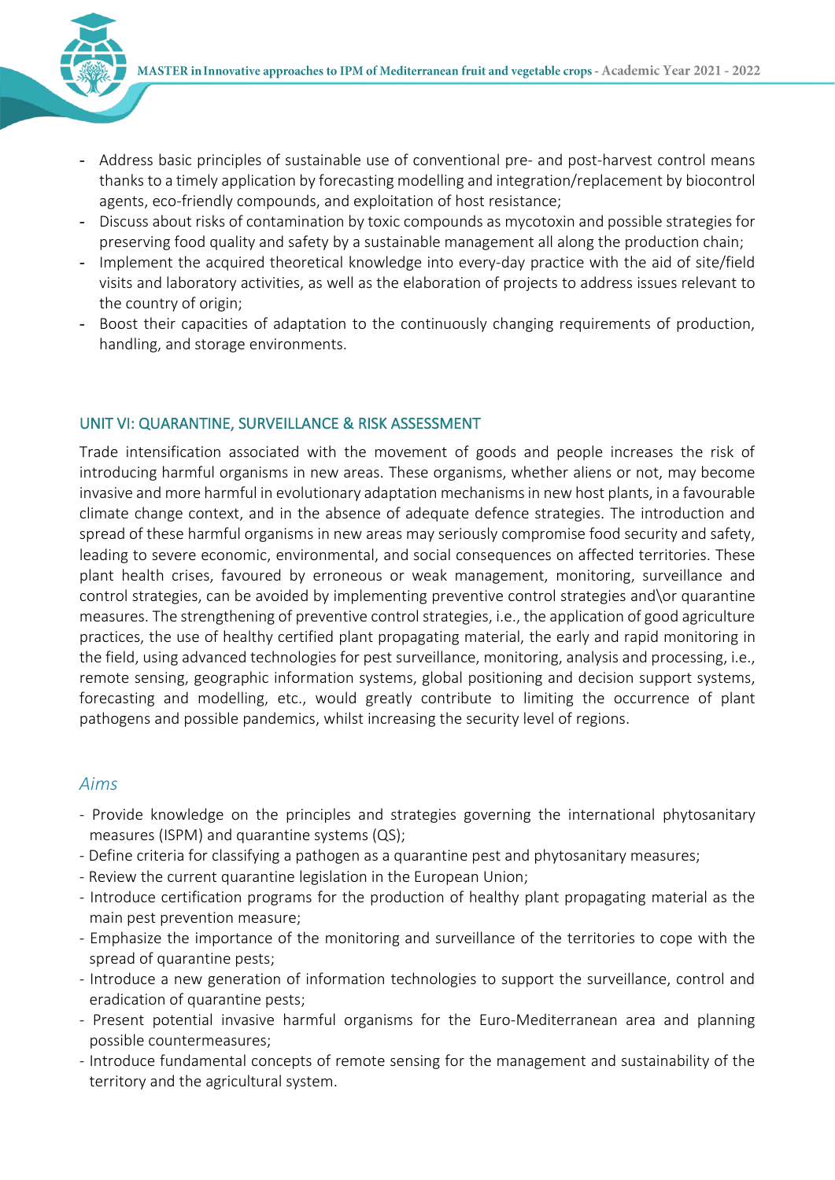- Address basic principles of sustainable use of conventional pre- and post-harvest control means thanks to a timely application by forecasting modelling and integration/replacement by biocontrol agents, eco-friendly compounds, and exploitation of host resistance;
- Discuss about risks of contamination by toxic compounds as mycotoxin and possible strategies for preserving food quality and safety by a sustainable management all along the production chain;
- Implement the acquired theoretical knowledge into every-day practice with the aid of site/field visits and laboratory activities, as well as the elaboration of projects to address issues relevant to the country of origin;
- Boost their capacities of adaptation to the continuously changing requirements of production, handling, and storage environments.

## UNIT VI: QUARANTINE, SURVEILLANCE & RISK ASSESSMENT

Trade intensification associated with the movement of goods and people increases the risk of introducing harmful organisms in new areas. These organisms, whether aliens or not, may become invasive and more harmful in evolutionary adaptation mechanisms in new host plants, in a favourable climate change context, and in the absence of adequate defence strategies. The introduction and spread of these harmful organisms in new areas may seriously compromise food security and safety, leading to severe economic, environmental, and social consequences on affected territories. These plant health crises, favoured by erroneous or weak management, monitoring, surveillance and control strategies, can be avoided by implementing preventive control strategies and\or quarantine measures. The strengthening of preventive control strategies, i.e., the application of good agriculture practices, the use of healthy certified plant propagating material, the early and rapid monitoring in the field, using advanced technologies for pest surveillance, monitoring, analysis and processing, i.e., remote sensing, geographic information systems, global positioning and decision support systems, forecasting and modelling, etc., would greatly contribute to limiting the occurrence of plant pathogens and possible pandemics, whilst increasing the security level of regions.

### *Aims*

- Provide knowledge on the principles and strategies governing the international phytosanitary measures (ISPM) and quarantine systems (QS);
- Define criteria for classifying a pathogen as a quarantine pest and phytosanitary measures;
- Review the current quarantine legislation in the European Union;
- Introduce certification programs for the production of healthy plant propagating material as the main pest prevention measure;
- Emphasize the importance of the monitoring and surveillance of the territories to cope with the spread of quarantine pests;
- Introduce a new generation of information technologies to support the surveillance, control and eradication of quarantine pests;
- Present potential invasive harmful organisms for the Euro-Mediterranean area and planning possible countermeasures;
- Introduce fundamental concepts of remote sensing for the management and sustainability of the territory and the agricultural system.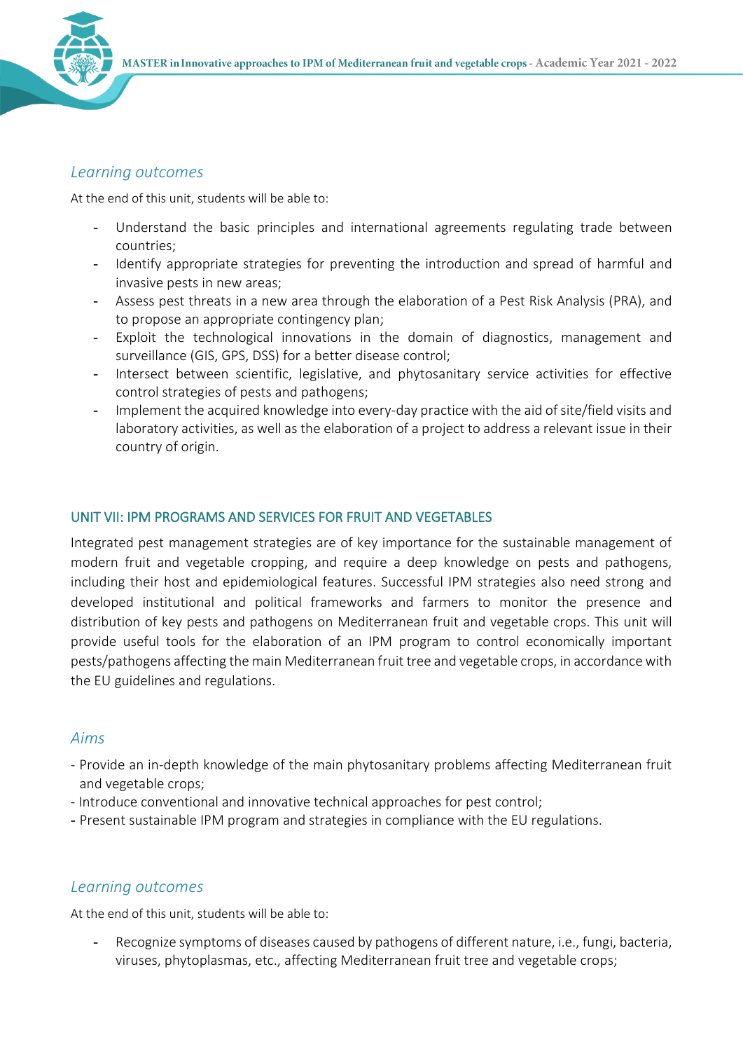### *Learning outcomes*

At the end of this unit, students will be able to:

- Understand the basic principles and international agreements regulating trade between countries;
- Identify appropriate strategies for preventing the introduction and spread of harmful and invasive pests in new areas;
- Assess pest threats in a new area through the elaboration of a Pest Risk Analysis (PRA), and to propose an appropriate contingency plan;
- Exploit the technological innovations in the domain of diagnostics, management and surveillance (GIS, GPS, DSS) for a better disease control;
- Intersect between scientific, legislative, and phytosanitary service activities for effective control strategies of pests and pathogens;
- Implement the acquired knowledge into every-day practice with the aid of site/field visits and laboratory activities, as well as the elaboration of a project to address a relevant issue in their country of origin.

## UNIT VII: IPM PROGRAMS AND SERVICES FOR FRUIT AND VEGETABLES

Integrated pest management strategies are of key importance for the sustainable management of modern fruit and vegetable cropping, and require a deep knowledge on pests and pathogens, including their host and epidemiological features. Successful IPM strategies also need strong and developed institutional and political frameworks and farmers to monitor the presence and distribution of key pests and pathogens on Mediterranean fruit and vegetable crops. This unit will provide useful tools for the elaboration of an IPM program to control economically important pests/pathogens affecting the main Mediterranean fruit tree and vegetable crops, in accordance with the EU guidelines and regulations.

### *Aims*

- Provide an in-depth knowledge of the main phytosanitary problems affecting Mediterranean fruit and vegetable crops;
- Introduce conventional and innovative technical approaches for pest control;
- Present sustainable IPM program and strategies in compliance with the EU regulations.

### *Learning outcomes*

At the end of this unit, students will be able to:

- Recognize symptoms of diseases caused by pathogens of different nature, i.e., fungi, bacteria, viruses, phytoplasmas, etc., affecting Mediterranean fruit tree and vegetable crops;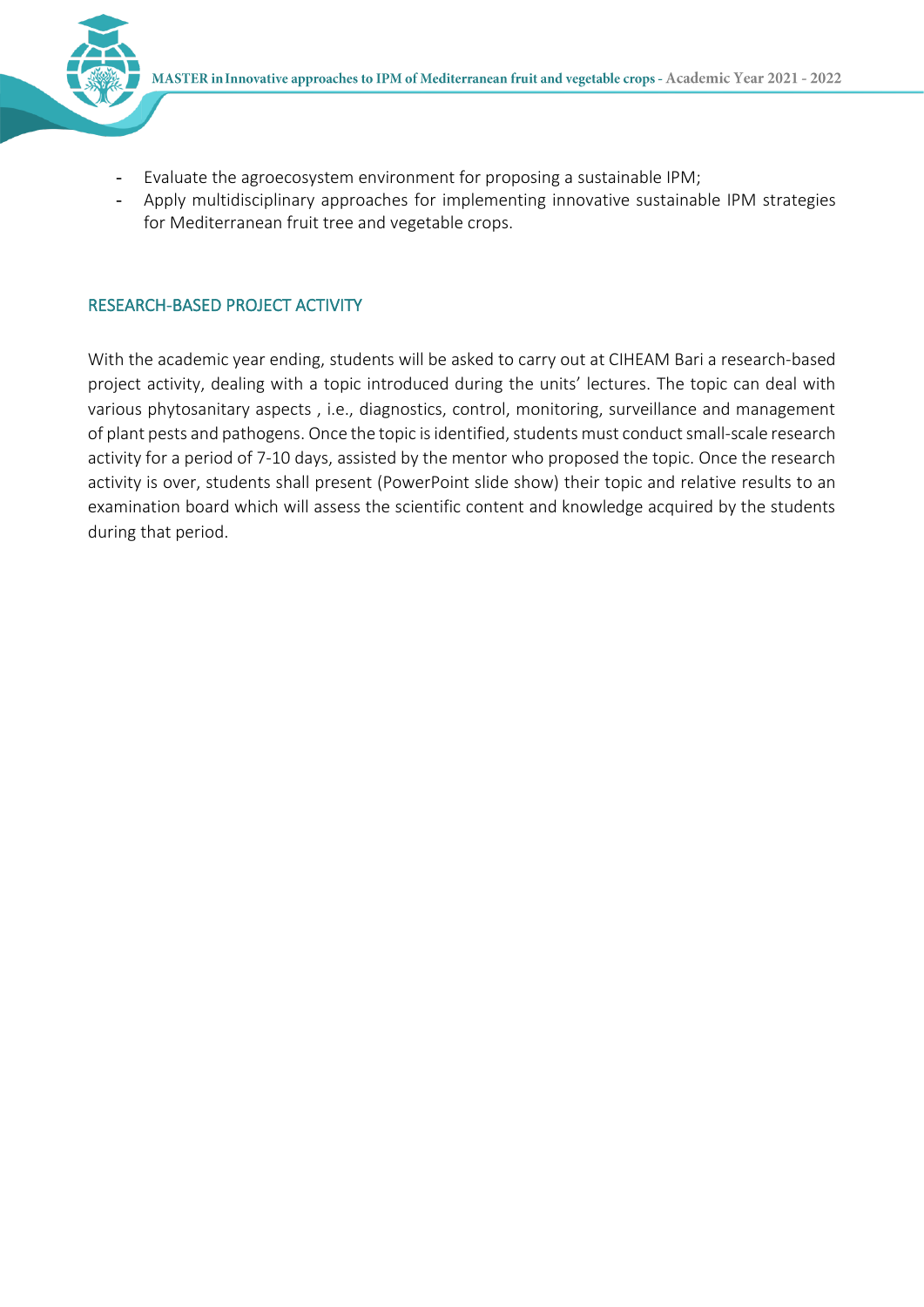- Evaluate the agroecosystem environment for proposing a sustainable IPM;
- Apply multidisciplinary approaches for implementing innovative sustainable IPM strategies for Mediterranean fruit tree and vegetable crops.

## RESEARCH-BASED PROJECT ACTIVITY

With the academic year ending, students will be asked to carry out at CIHEAM Bari a research-based project activity, dealing with a topic introduced during the units' lectures. The topic can deal with various phytosanitary aspects , i.e., diagnostics, control, monitoring, surveillance and management of plant pests and pathogens. Once the topic is identified, students must conduct small-scale research activity for a period of 7-10 days, assisted by the mentor who proposed the topic. Once the research activity is over, students shall present (PowerPoint slide show) their topic and relative results to an examination board which will assess the scientific content and knowledge acquired by the students during that period.